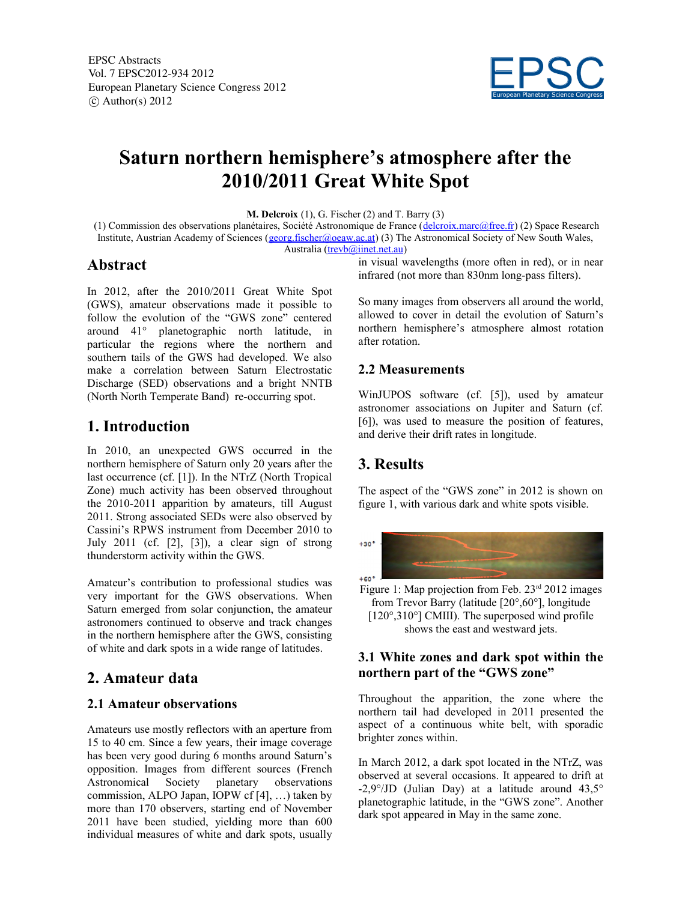# Saturn northern hemisphere's atmosphere after the 2010/2011 Great White Spot

**M. Delcroix** (1), G. Fischer (2) and T. Barry (3)

(1) Commission des observations planétaires, Société Astronomique de France (delcroix.marc@free.fr) (2) Space Research Institute, Austrian Academy of Sciences (georg.fischer@oeaw.ac.at) (3) The Astronomical Society of New South Wales, Australia (trevb@iinet.net.au)

## Abstract

In 2012, after the 2010/2011 Great White Spot (GWS), amateur observations made it possible to follow the evolution of the "GWS zone" centered around 41° planetographic north latitude, in particular the regions where the northern and southern tails of the GWS had developed. We also make a correlation between Saturn Electrostatic Discharge (SED) observations and a bright NNTB (North North Temperate Band) re-occurring spot.

## 1. Introduction

In 2010, an unexpected GWS occurred in the northern hemisphere of Saturn only 20 years after the last occurrence (cf. [1]). In the NTrZ (North Tropical Zone) much activity has been observed throughout the 2010-2011 apparition by amateurs, till August 2011. Strong associated SEDs were also observed by Cassini's RPWS instrument from December 2010 to July 2011 (cf. [2], [3]), a clear sign of strong thunderstorm activity within the GWS.

Amateur's contribution to professional studies was very important for the GWS observations. When Saturn emerged from solar conjunction, the amateur astronomers continued to observe and track changes in the northern hemisphere after the GWS, consisting of white and dark spots in a wide range of latitudes.

## 2. Amateur data

### 2.1 Amateur observations

Amateurs use mostly reflectors with an aperture from 15 to 40 cm. Since a few years, their image coverage has been very good during 6 months around Saturn's opposition. Images from different sources (French Astronomical Society planetary observations commission, ALPO Japan, IOPW cf [4], …) taken by more than 170 observers, starting end of November 2011 have been studied, yielding more than 600 individual measures of white and dark spots, usually in visual wavelengths (more often in red), or in near infrared (not more than 830nm long-pass filters).

So many images from observers all around the world, allowed to cover in detail the evolution of Saturn's northern hemisphere's atmosphere almost rotation after rotation.

### 2.2 Measurements

WinJUPOS software (cf. [5]), used by amateur astronomer associations on Jupiter and Saturn (cf. [6]), was used to measure the position of features, and derive their drift rates in longitude.

## 3. Results

The aspect of the "GWS zone" in 2012 is shown on figure 1, with various dark and white spots visible.

+30°

+60°

Figure 1: Map projection from Feb. 23rd 2012 images from Trevor Barry (latitude [20°,60°], longitude [120°,310°] CMIII). The superposed wind profile shows the east and westward jets.

### 3.1 White zones and dark spot within the northern part of the "GWS zone"

Throughout the apparition, the zone where the northern tail had developed in 2011 presented the aspect of a continuous white belt, with sporadic brighter zones within.

In March 2012, a dark spot located in the NTrZ, was observed at several occasions. It appeared to drift at -2,9°/JD (Julian Day) at a latitude around 43,5° planetographic latitude, in the "GWS zone". Another dark spot appeared in May in the same zone.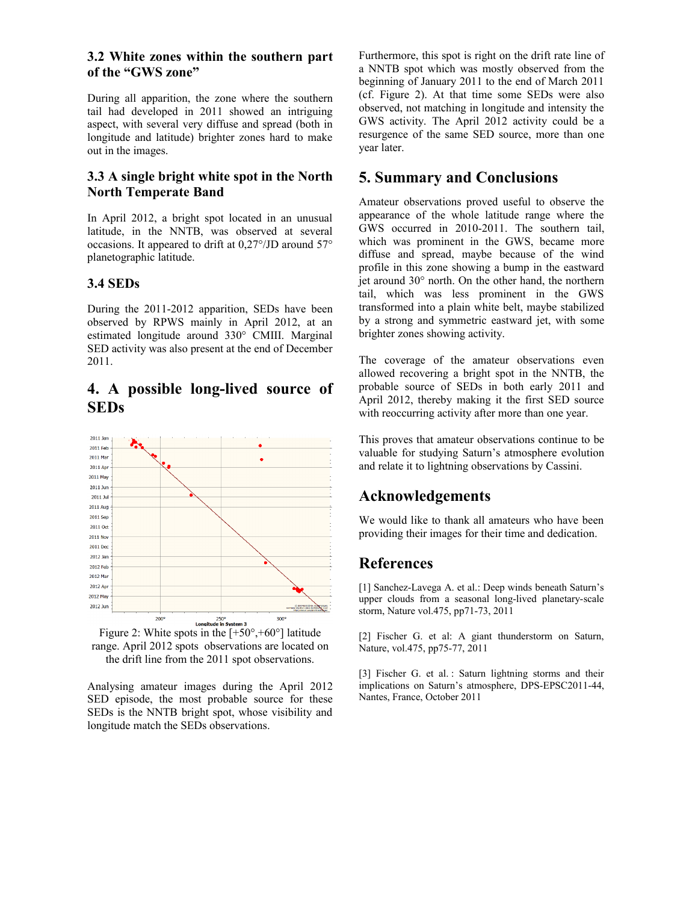### 3.2 White zones within the southern part of the "GWS zone"

During all apparition, the zone where the southern tail had developed in 2011 showed an intriguing aspect, with several very diffuse and spread (both in longitude and latitude) brighter zones hard to make out in the images.

### 3.3 A single bright white spot in the North North Temperate Band

In April 2012, a bright spot located in an unusual latitude, in the NNTB, was observed at several occasions. It appeared to drift at 0,27°/JD around 57° planetographic latitude.

### 3.4 SEDs

During the 2011-2012 apparition, SEDs have been observed by RPWS mainly in April 2012, at an estimated longitude around 330° CMIII. Marginal SED activity was also present at the end of December 2011.

## 4. A possible long-lived source of SEDs

Figure 2: White spots in the [+50°,+60°] latitude range. April 2012 spots observations are located on the drift line from the 2011 spot observations.

Analysing amateur images during the April 2012 SED episode, the most probable source for these SEDs is the NNTB bright spot, whose visibility and longitude match the SEDs observations.

Furthermore, this spot is right on the drift rate line of a NNTB spot which was mostly observed from the beginning of January 2011 to the end of March 2011 (cf. Figure 2). At that time some SEDs were also observed, not matching in longitude and intensity the GWS activity. The April 2012 activity could be a resurgence of the same SED source, more than one year later.

## 5. Summary and Conclusions

Amateur observations proved useful to observe the appearance of the whole latitude range where the GWS occurred in 2010-2011. The southern tail, which was prominent in the GWS, became more diffuse and spread, maybe because of the wind profile in this zone showing a bump in the eastward jet around 30° north. On the other hand, the northern tail, which was less prominent in the GWS transformed into a plain white belt, maybe stabilized by a strong and symmetric eastward jet, with some brighter zones showing activity.

The coverage of the amateur observations even allowed recovering a bright spot in the NNTB, the probable source of SEDs in both early 2011 and April 2012, thereby making it the first SED source with reoccurring activity after more than one year.

This proves that amateur observations continue to be valuable for studying Saturn's atmosphere evolution and relate it to lightning observations by Cassini.

## Acknowledgements

We would like to thank all amateurs who have been providing their images for their time and dedication.

## References

[1] Sanchez-Lavega A. et al.: Deep winds beneath Saturn's upper clouds from a seasonal long-lived planetary-scale storm, Nature vol.475, pp71-73, 2011

[2] Fischer G. et al: A giant thunderstorm on Saturn, Nature, vol.475, pp75-77, 2011

[3] Fischer G. et al. : Saturn lightning storms and their implications on Saturn's atmosphere, DPS-EPSC2011-44, Nantes, France, October 2011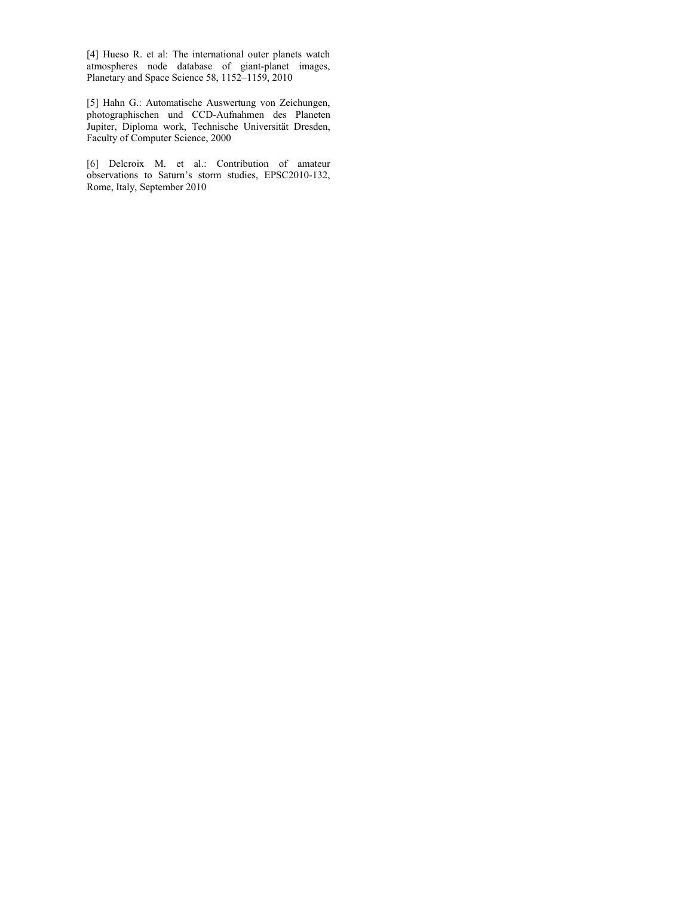[4] Hueso R. et al: The international outer planets watch atmospheres node database of giant-planet images, Planetary and Space Science 58, 1152–1159, 2010

[5] Hahn G.: Automatische Auswertung von Zeichungen, photographischen und CCD-Aufnahmen des Planeten Jupiter, Diploma work, Technische Universität Dresden, Faculty of Computer Science, 2000

[6] Delcroix M. et al.: Contribution of amateur observations to Saturn's storm studies, EPSC2010-132, Rome, Italy, September 2010